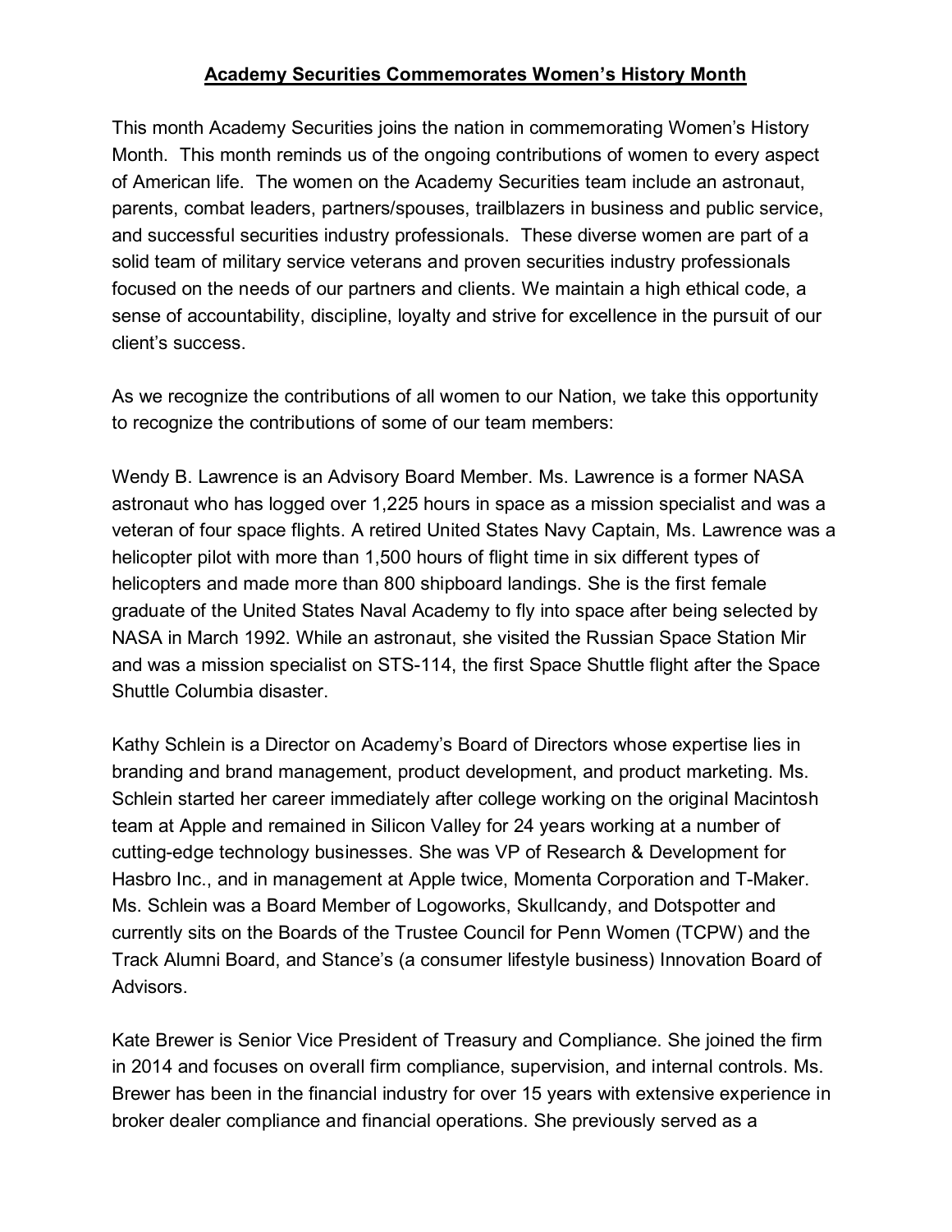# **Academy Securities Commemorates Women's History Month**

This month Academy Securities joins the nation in commemorating Women's History Month. This month reminds us of the ongoing contributions of women to every aspect of American life. The women on the Academy Securities team include an astronaut, parents, combat leaders, partners/spouses, trailblazers in business and public service, and successful securities industry professionals. These diverse women are part of a solid team of military service veterans and proven securities industry professionals focused on the needs of our partners and clients. We maintain a high ethical code, a sense of accountability, discipline, loyalty and strive for excellence in the pursuit of our client's success.

As we recognize the contributions of all women to our Nation, we take this opportunity to recognize the contributions of some of our team members:

Wendy B. Lawrence is an Advisory Board Member. Ms. Lawrence is a former NASA astronaut who has logged over 1,225 hours in space as a mission specialist and was a veteran of four space flights. A retired United States Navy Captain, Ms. Lawrence was a helicopter pilot with more than 1,500 hours of flight time in six different types of helicopters and made more than 800 shipboard landings. She is the first female graduate of the United States Naval Academy to fly into space after being selected by NASA in March 1992. While an astronaut, she visited the Russian Space Station Mir and was a mission specialist on STS-114, the first Space Shuttle flight after the Space Shuttle Columbia disaster.

Kathy Schlein is a Director on Academy's Board of Directors whose expertise lies in branding and brand management, product development, and product marketing. Ms. Schlein started her career immediately after college working on the original Macintosh team at Apple and remained in Silicon Valley for 24 years working at a number of cutting-edge technology businesses. She was VP of Research & Development for Hasbro Inc., and in management at Apple twice, Momenta Corporation and T-Maker. Ms. Schlein was a Board Member of Logoworks, Skullcandy, and Dotspotter and currently sits on the Boards of the Trustee Council for Penn Women (TCPW) and the Track Alumni Board, and Stance's (a consumer lifestyle business) Innovation Board of Advisors.

Kate Brewer is Senior Vice President of Treasury and Compliance. She joined the firm in 2014 and focuses on overall firm compliance, supervision, and internal controls. Ms. Brewer has been in the financial industry for over 15 years with extensive experience in broker dealer compliance and financial operations. She previously served as a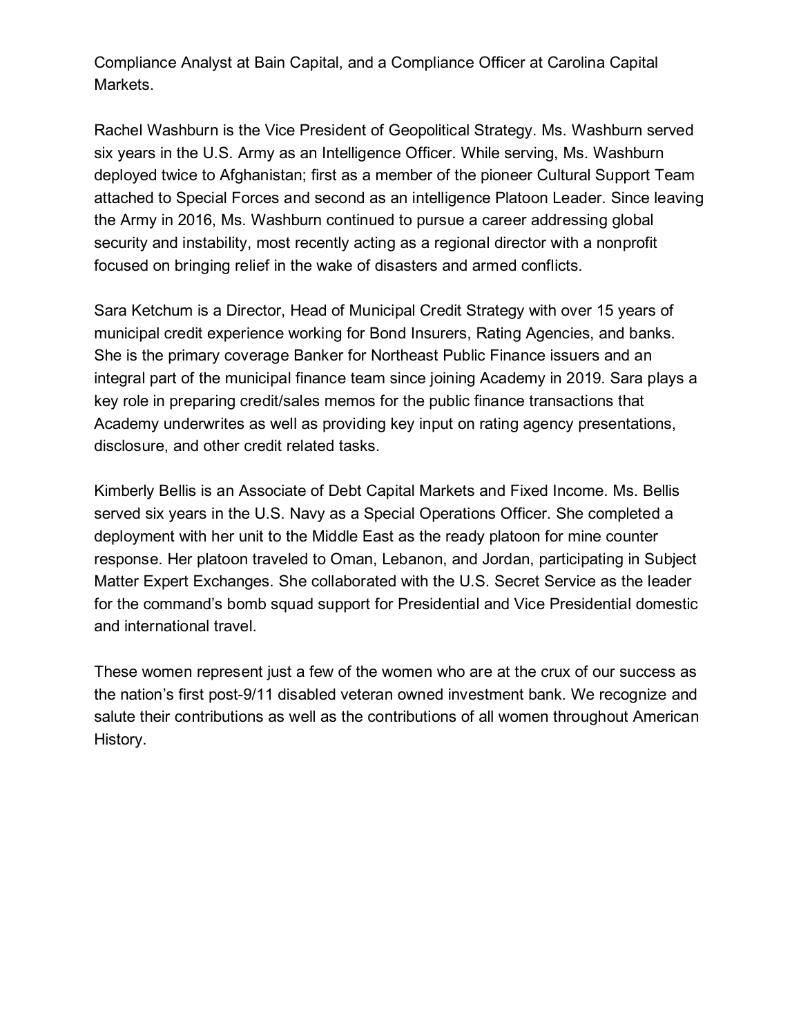Compliance Analyst at Bain Capital, and a Compliance Officer at Carolina Capital Markets.

Rachel Washburn is the Vice President of Geopolitical Strategy. Ms. Washburn served six years in the U.S. Army as an Intelligence Officer. While serving, Ms. Washburn deployed twice to Afghanistan; first as a member of the pioneer Cultural Support Team attached to Special Forces and second as an intelligence Platoon Leader. Since leaving the Army in 2016, Ms. Washburn continued to pursue a career addressing global security and instability, most recently acting as a regional director with a nonprofit focused on bringing relief in the wake of disasters and armed conflicts.

Sara Ketchum is a Director, Head of Municipal Credit Strategy with over 15 years of municipal credit experience working for Bond Insurers, Rating Agencies, and banks. She is the primary coverage Banker for Northeast Public Finance issuers and an integral part of the municipal finance team since joining Academy in 2019. Sara plays a key role in preparing credit/sales memos for the public finance transactions that Academy underwrites as well as providing key input on rating agency presentations, disclosure, and other credit related tasks.

Kimberly Bellis is an Associate of Debt Capital Markets and Fixed Income. Ms. Bellis served six years in the U.S. Navy as a Special Operations Officer. She completed a deployment with her unit to the Middle East as the ready platoon for mine counter response. Her platoon traveled to Oman, Lebanon, and Jordan, participating in Subject Matter Expert Exchanges. She collaborated with the U.S. Secret Service as the leader for the command's bomb squad support for Presidential and Vice Presidential domestic and international travel.

These women represent just a few of the women who are at the crux of our success as the nation's first post-9/11 disabled veteran owned investment bank. We recognize and salute their contributions as well as the contributions of all women throughout American History.